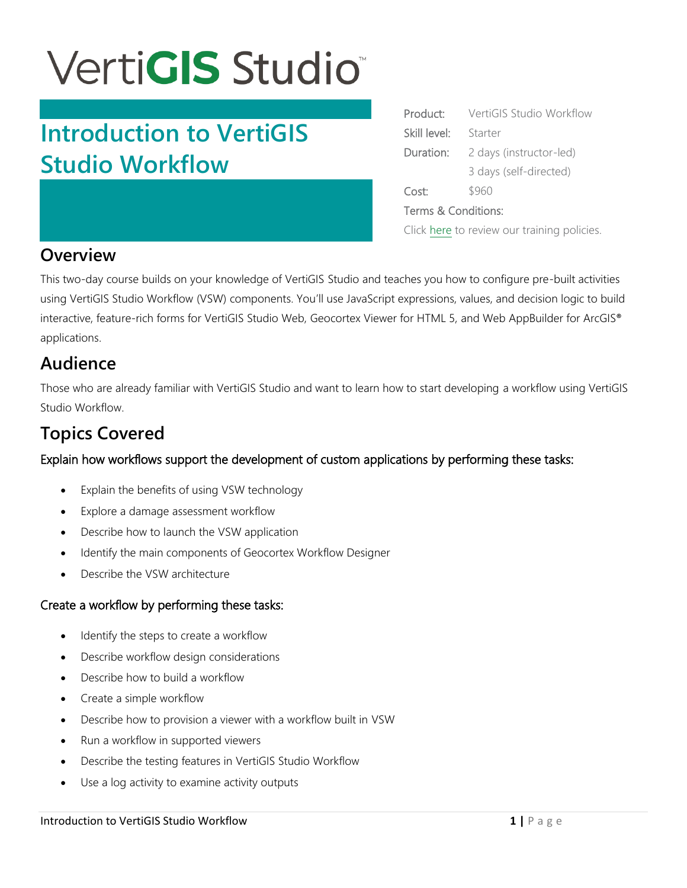# VertiGIS Studio™

# Introduction to VertiGIS Studio Workflow

| | |
|---|---|
| Product: | VertiGIS Studio Workflow |
| Skill level: | Starter |
| Duration: | 2 days (instructor-led) |
| | 3 days (self-directed) |
| Cost: | $960 |

Terms & Conditions:

Click here to review our training policies.

## Overview

This two-day course builds on your knowledge of VertiGIS Studio and teaches you how to configure pre-built activities using VertiGIS Studio Workflow (VSW) components. You'll use JavaScript expressions, values, and decision logic to build interactive, feature-rich forms for VertiGIS Studio Web, Geocortex Viewer for HTML 5, and Web AppBuilder for ArcGIS® applications.

## Audience

Those who are already familiar with VertiGIS Studio and want to learn how to start developing a workflow using VertiGIS Studio Workflow.

## Topics Covered

### Explain how workflows support the development of custom applications by performing these tasks:

- Explain the benefits of using VSW technology
- Explore a damage assessment workflow
- Describe how to launch the VSW application
- Identify the main components of Geocortex Workflow Designer
- Describe the VSW architecture

### Create a workflow by performing these tasks:

- Identify the steps to create a workflow
- Describe workflow design considerations
- Describe how to build a workflow
- Create a simple workflow
- Describe how to provision a viewer with a workflow built in VSW
- Run a workflow in supported viewers
- Describe the testing features in VertiGIS Studio Workflow
- Use a log activity to examine activity outputs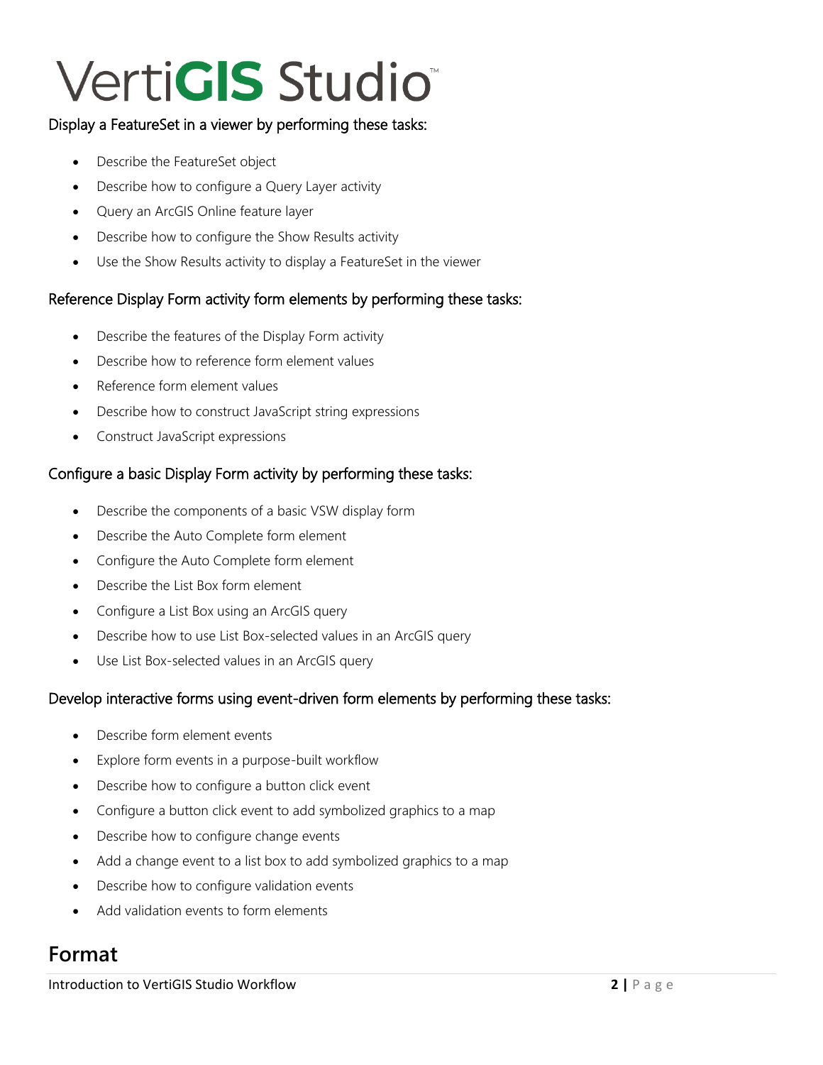Display a FeatureSet in a viewer by performing these tasks:

- Describe the FeatureSet object
- Describe how to configure a Query Layer activity
- Query an ArcGIS Online feature layer
- Describe how to configure the Show Results activity
- Use the Show Results activity to display a FeatureSet in the viewer

Reference Display Form activity form elements by performing these tasks:

- Describe the features of the Display Form activity
- Describe how to reference form element values
- Reference form element values
- Describe how to construct JavaScript string expressions
- Construct JavaScript expressions

Configure a basic Display Form activity by performing these tasks:

- Describe the components of a basic VSW display form
- Describe the Auto Complete form element
- Configure the Auto Complete form element
- Describe the List Box form element
- Configure a List Box using an ArcGIS query
- Describe how to use List Box-selected values in an ArcGIS query
- Use List Box-selected values in an ArcGIS query

Develop interactive forms using event-driven form elements by performing these tasks:

- Describe form element events
- Explore form events in a purpose-built workflow
- Describe how to configure a button click event
- Configure a button click event to add symbolized graphics to a map
- Describe how to configure change events
- Add a change event to a list box to add symbolized graphics to a map
- Describe how to configure validation events
- Add validation events to form elements

## Format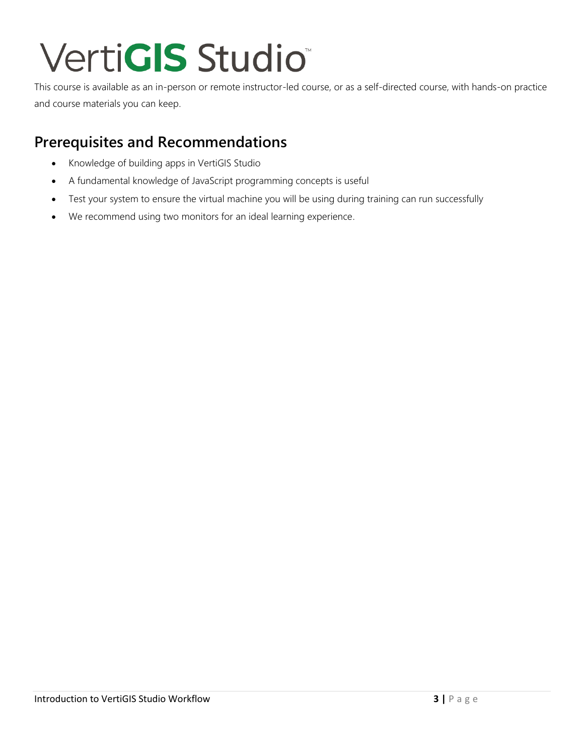This course is available as an in-person or remote instructor-led course, or as a self-directed course, with hands-on practice and course materials you can keep.

## Prerequisites and Recommendations

- Knowledge of building apps in VertiGIS Studio
- A fundamental knowledge of JavaScript programming concepts is useful
- Test your system to ensure the virtual machine you will be using during training can run successfully
- We recommend using two monitors for an ideal learning experience.